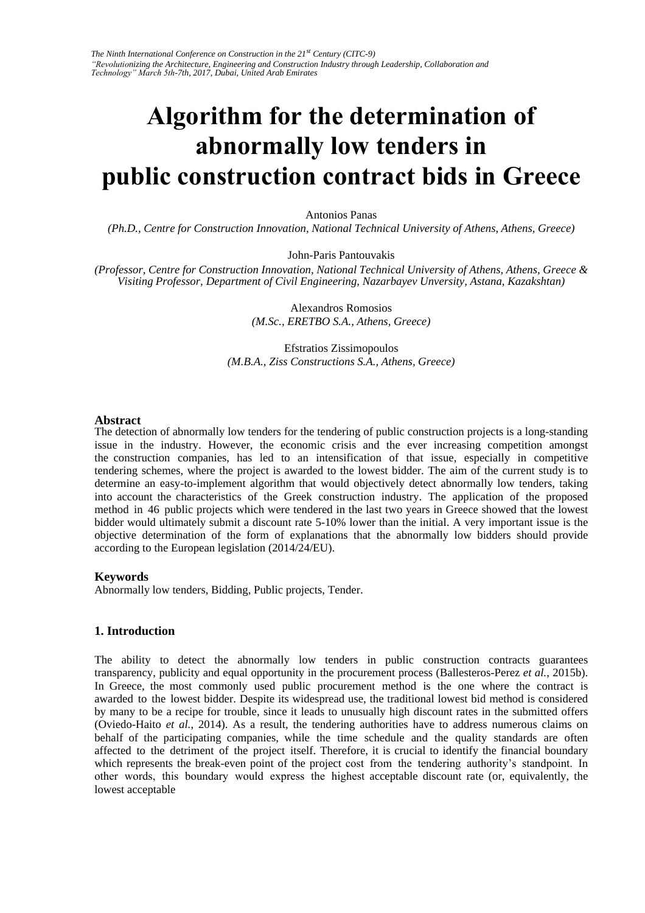# Algorithm for the determination of abnormally low tenders in public construction contract bids in Greece

Antonios Panas
*(Ph.D., Centre for Construction Innovation, National Technical University of Athens, Athens, Greece)*

John-Paris Pantouvakis
*(Professor, Centre for Construction Innovation, National Technical University of Athens, Athens, Greece & Visiting Professor, Department of Civil Engineering, Nazarbayev Unversity, Astana, Kazakshtan)*

Alexandros Romosios
*(M.Sc., ERETBO S.A., Athens, Greece)*

Efstratios Zissimopoulos
*(M.B.A., Ziss Constructions S.A., Athens, Greece)*

## Abstract

The detection of abnormally low tenders for the tendering of public construction projects is a long-standing issue in the industry. However, the economic crisis and the ever increasing competition amongst the construction companies, has led to an intensification of that issue, especially in competitive tendering schemes, where the project is awarded to the lowest bidder. The aim of the current study is to determine an easy-to-implement algorithm that would objectively detect abnormally low tenders, taking into account the characteristics of the Greek construction industry. The application of the proposed method in 46 public projects which were tendered in the last two years in Greece showed that the lowest bidder would ultimately submit a discount rate 5-10% lower than the initial. A very important issue is the objective determination of the form of explanations that the abnormally low bidders should provide according to the European legislation (2014/24/EU).

## Keywords

Abnormally low tenders, Bidding, Public projects, Tender.

## 1. Introduction

The ability to detect the abnormally low tenders in public construction contracts guarantees transparency, publicity and equal opportunity in the procurement process (Ballesteros-Perez *et al.*, 2015b). In Greece, the most commonly used public procurement method is the one where the contract is awarded to the lowest bidder. Despite its widespread use, the traditional lowest bid method is considered by many to be a recipe for trouble, since it leads to unusually high discount rates in the submitted offers (Oviedo-Haito *et al.*, 2014). As a result, the tendering authorities have to address numerous claims on behalf of the participating companies, while the time schedule and the quality standards are often affected to the detriment of the project itself. Therefore, it is crucial to identify the financial boundary which represents the break-even point of the project cost from the tendering authority's standpoint. In other words, this boundary would express the highest acceptable discount rate (or, equivalently, the lowest acceptable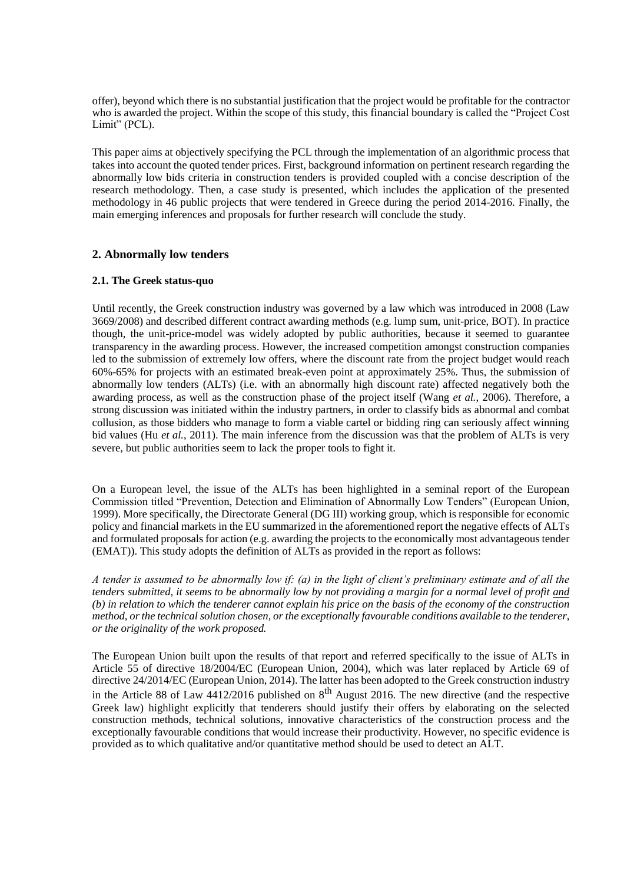offer), beyond which there is no substantial justification that the project would be profitable for the contractor who is awarded the project. Within the scope of this study, this financial boundary is called the "Project Cost Limit" (PCL).

This paper aims at objectively specifying the PCL through the implementation of an algorithmic process that takes into account the quoted tender prices. First, background information on pertinent research regarding the abnormally low bids criteria in construction tenders is provided coupled with a concise description of the research methodology. Then, a case study is presented, which includes the application of the presented methodology in 46 public projects that were tendered in Greece during the period 2014-2016. Finally, the main emerging inferences and proposals for further research will conclude the study.

## 2. Abnormally low tenders

### 2.1. The Greek status-quo

Until recently, the Greek construction industry was governed by a law which was introduced in 2008 (Law 3669/2008) and described different contract awarding methods (e.g. lump sum, unit-price, BOT). In practice though, the unit-price-model was widely adopted by public authorities, because it seemed to guarantee transparency in the awarding process. However, the increased competition amongst construction companies led to the submission of extremely low offers, where the discount rate from the project budget would reach 60%-65% for projects with an estimated break-even point at approximately 25%. Thus, the submission of abnormally low tenders (ALTs) (i.e. with an abnormally high discount rate) affected negatively both the awarding process, as well as the construction phase of the project itself (Wang *et al.*, 2006). Therefore, a strong discussion was initiated within the industry partners, in order to classify bids as abnormal and combat collusion, as those bidders who manage to form a viable cartel or bidding ring can seriously affect winning bid values (Hu *et al.*, 2011). The main inference from the discussion was that the problem of ALTs is very severe, but public authorities seem to lack the proper tools to fight it.

On a European level, the issue of the ALTs has been highlighted in a seminal report of the European Commission titled "Prevention, Detection and Elimination of Abnormally Low Tenders" (European Union, 1999). More specifically, the Directorate General (DG III) working group, which is responsible for economic policy and financial markets in the EU summarized in the aforementioned report the negative effects of ALTs and formulated proposals for action (e.g. awarding the projects to the economically most advantageous tender (EMAT)). This study adopts the definition of ALTs as provided in the report as follows:

*A tender is assumed to be abnormally low if: (a) in the light of client's preliminary estimate and of all the tenders submitted, it seems to be abnormally low by not providing a margin for a normal level of profit <u>and</u> (b) in relation to which the tenderer cannot explain his price on the basis of the economy of the construction method, or the technical solution chosen, or the exceptionally favourable conditions available to the tenderer, or the originality of the work proposed.*

The European Union built upon the results of that report and referred specifically to the issue of ALTs in Article 55 of directive 18/2004/EC (European Union, 2004), which was later replaced by Article 69 of directive 24/2014/EC (European Union, 2014). The latter has been adopted to the Greek construction industry in the Article 88 of Law 4412/2016 published on 8th August 2016. The new directive (and the respective Greek law) highlight explicitly that tenderers should justify their offers by elaborating on the selected construction methods, technical solutions, innovative characteristics of the construction process and the exceptionally favourable conditions that would increase their productivity. However, no specific evidence is provided as to which qualitative and/or quantitative method should be used to detect an ALT.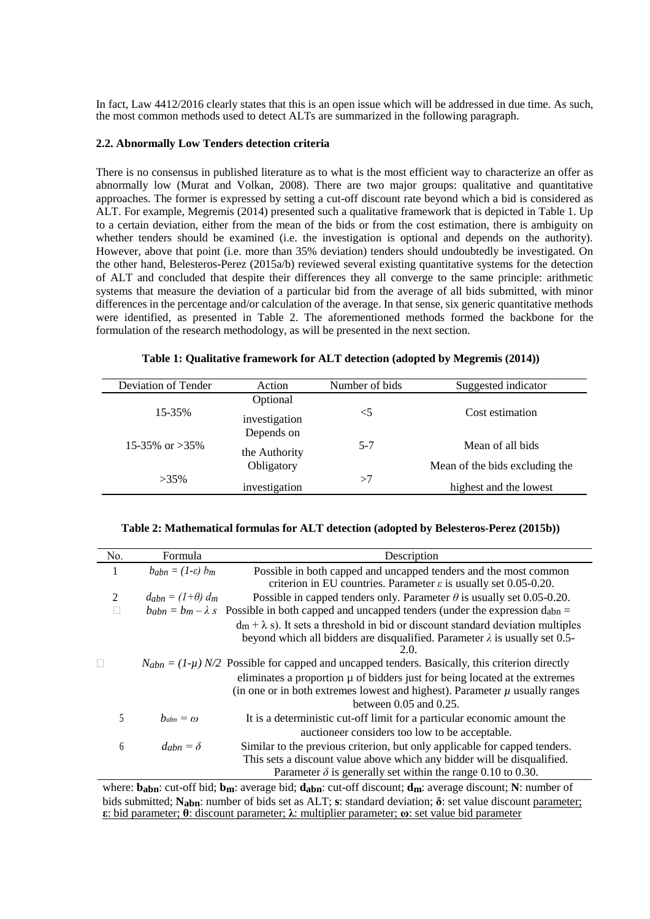In fact, Law 4412/2016 clearly states that this is an open issue which will be addressed in due time. As such, the most common methods used to detect ALTs are summarized in the following paragraph.

### 2.2. Abnormally Low Tenders detection criteria

There is no consensus in published literature as to what is the most efficient way to characterize an offer as abnormally low (Murat and Volkan, 2008). There are two major groups: qualitative and quantitative approaches. The former is expressed by setting a cut-off discount rate beyond which a bid is considered as ALT. For example, Megremis (2014) presented such a qualitative framework that is depicted in Table 1. Up to a certain deviation, either from the mean of the bids or from the cost estimation, there is ambiguity on whether tenders should be examined (i.e. the investigation is optional and depends on the authority). However, above that point (i.e. more than 35% deviation) tenders should undoubtedly be investigated. On the other hand, Belesteros-Perez (2015a/b) reviewed several existing quantitative systems for the detection of ALT and concluded that despite their differences they all converge to the same principle: arithmetic systems that measure the deviation of a particular bid from the average of all bids submitted, with minor differences in the percentage and/or calculation of the average. In that sense, six generic quantitative methods were identified, as presented in Table 2. The aforementioned methods formed the backbone for the formulation of the research methodology, as will be presented in the next section.

**Table 1: Qualitative framework for ALT detection (adopted by Megremis (2014))**

| Deviation of Tender | Action | Number of bids | Suggested indicator |
|---|---|---|---|
| 15-35% | Optional investigation | <5 | Cost estimation |
| 15-35% or >35% | Depends on the Authority | 5-7 | Mean of all bids |
| >35% | Obligatory investigation | >7 | Mean of the bids excluding the highest and the lowest |

**Table 2: Mathematical formulas for ALT detection (adopted by Belesteros-Perez (2015b))**

| No. | Formula | Description |
|---|---|---|
| 1 | $b_{abn} = (1\text{-}\varepsilon)\ b_m$ | Possible in both capped and uncapped tenders and the most common criterion in EU countries. Parameter $\varepsilon$ is usually set 0.05-0.20. |
| 2 | $d_{abn} = (1\text{+}\theta)\ d_m$ | Possible in capped tenders only. Parameter $\theta$ is usually set 0.05-0.20. |
|  | $b_{abn} = b_m - \lambda\ s$ | Possible in both capped and uncapped tenders (under the expression $d_{abn} = d_m + \lambda$ s). It sets a threshold in bid or discount standard deviation multiples beyond which all bidders are disqualified. Parameter $\lambda$ is usually set 0.5-2.0. |
|  | $N_{abn} = (1\text{-}\mu)\ N/2$ | Possible for capped and uncapped tenders. Basically, this criterion directly eliminates a proportion μ of bidders just for being located at the extremes (in one or in both extremes lowest and highest). Parameter $\mu$ usually ranges between 0.05 and 0.25. |
| 5 | $b_{abn} = \omega$ | It is a deterministic cut-off limit for a particular economic amount the auctioneer considers too low to be acceptable. |
| 6 | $d_{abn} = \delta$ | Similar to the previous criterion, but only applicable for capped tenders. This sets a discount value above which any bidder will be disqualified. Parameter $\delta$ is generally set within the range 0.10 to 0.30. |

where: $\mathbf{b_{abn}}$: cut-off bid; $\mathbf{b_m}$: average bid; $\mathbf{d_{abn}}$: cut-off discount; $\mathbf{d_m}$: average discount; **N**: number of bids submitted; $\mathbf{N_{abn}}$: number of bids set as ALT; **s**: standard deviation; **δ**: set value discount parameter; **ε**: bid parameter; **θ**: discount parameter; **λ**: multiplier parameter; **ω**: set value bid parameter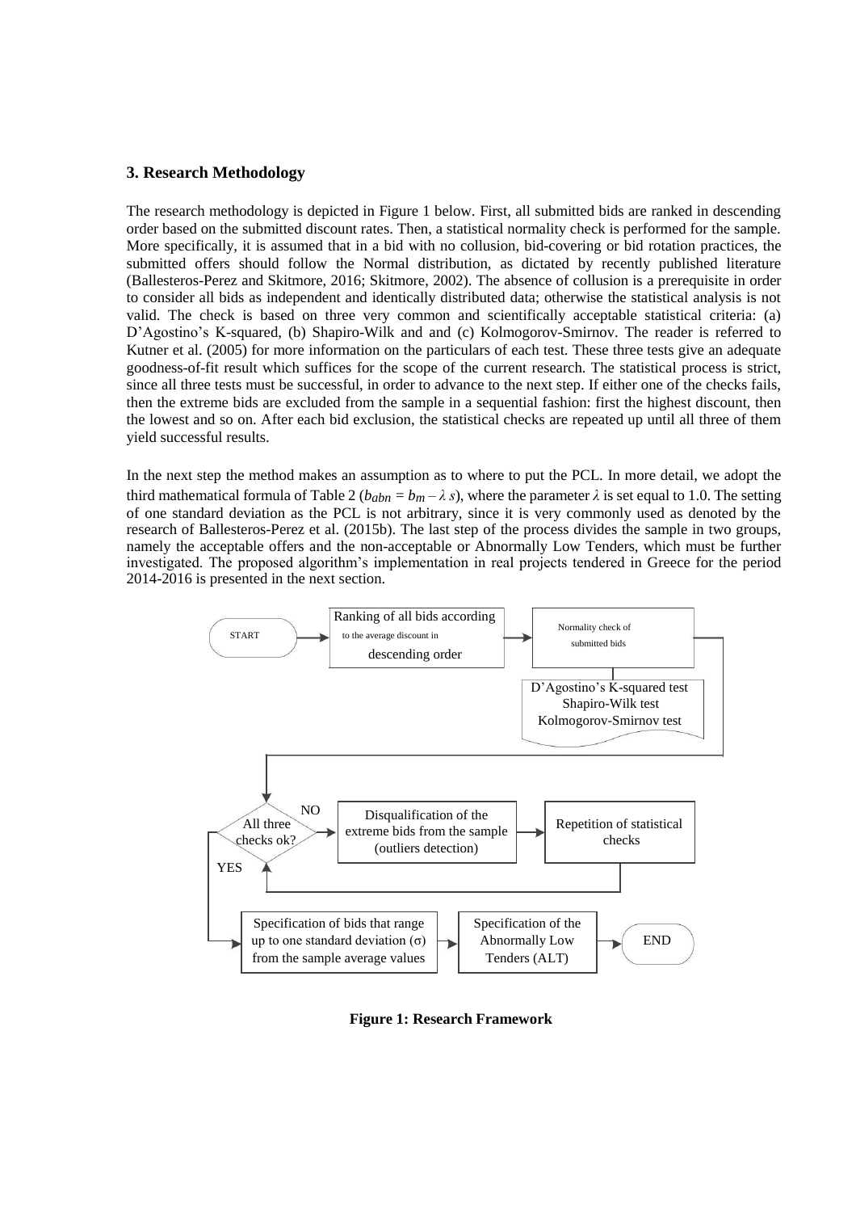## 3. Research Methodology

The research methodology is depicted in Figure 1 below. First, all submitted bids are ranked in descending order based on the submitted discount rates. Then, a statistical normality check is performed for the sample. More specifically, it is assumed that in a bid with no collusion, bid-covering or bid rotation practices, the submitted offers should follow the Normal distribution, as dictated by recently published literature (Ballesteros-Perez and Skitmore, 2016; Skitmore, 2002). The absence of collusion is a prerequisite in order to consider all bids as independent and identically distributed data; otherwise the statistical analysis is not valid. The check is based on three very common and scientifically acceptable statistical criteria: (a) D'Agostino's K-squared, (b) Shapiro-Wilk and and (c) Kolmogorov-Smirnov. The reader is referred to Kutner et al. (2005) for more information on the particulars of each test. These three tests give an adequate goodness-of-fit result which suffices for the scope of the current research. The statistical process is strict, since all three tests must be successful, in order to advance to the next step. If either one of the checks fails, then the extreme bids are excluded from the sample in a sequential fashion: first the highest discount, then the lowest and so on. After each bid exclusion, the statistical checks are repeated up until all three of them yield successful results.

In the next step the method makes an assumption as to where to put the PCL. In more detail, we adopt the third mathematical formula of Table 2 ($b_{abn} = b_m - \lambda\, s$), where the parameter $\lambda$ is set equal to 1.0. The setting of one standard deviation as the PCL is not arbitrary, since it is very commonly used as denoted by the research of Ballesteros-Perez et al. (2015b). The last step of the process divides the sample in two groups, namely the acceptable offers and the non-acceptable or Abnormally Low Tenders, which must be further investigated. The proposed algorithm's implementation in real projects tendered in Greece for the period 2014-2016 is presented in the next section.

START → Ranking of all bids according to the average discount in descending order → Normality check of submitted bids (D'Agostino's K-squared test, Shapiro-Wilk test, Kolmogorov-Smirnov test) → All three checks ok?

- NO → Disqualification of the extreme bids from the sample (outliers detection) → Repetition of statistical checks → All three checks ok?
- YES → Specification of bids that range up to one standard deviation (σ) from the sample average values → Specification of the Abnormally Low Tenders (ALT) → END

**Figure 1: Research Framework**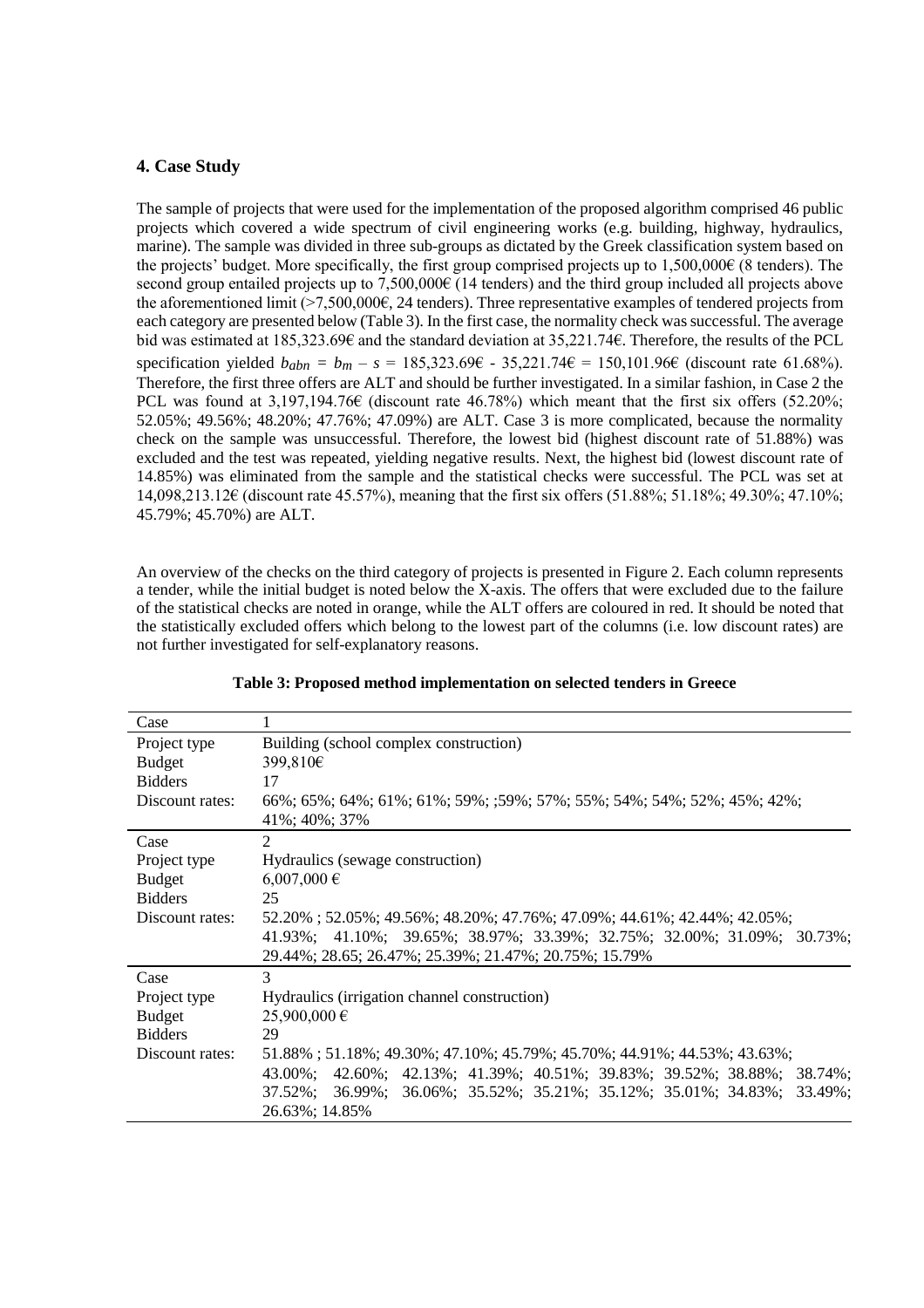## 4. Case Study

The sample of projects that were used for the implementation of the proposed algorithm comprised 46 public projects which covered a wide spectrum of civil engineering works (e.g. building, highway, hydraulics, marine). The sample was divided in three sub-groups as dictated by the Greek classification system based on the projects' budget. More specifically, the first group comprised projects up to 1,500,000€ (8 tenders). The second group entailed projects up to 7,500,000€ (14 tenders) and the third group included all projects above the aforementioned limit (>7,500,000€, 24 tenders). Three representative examples of tendered projects from each category are presented below (Table 3). In the first case, the normality check was successful. The average bid was estimated at 185,323.69€ and the standard deviation at 35,221.74€. Therefore, the results of the PCL specification yielded $b_{abn} = b_m - s$ = 185,323.69€ - 35,221.74€ = 150,101.96€ (discount rate 61.68%). Therefore, the first three offers are ALT and should be further investigated. In a similar fashion, in Case 2 the PCL was found at 3,197,194.76€ (discount rate 46.78%) which meant that the first six offers (52.20%; 52.05%; 49.56%; 48.20%; 47.76%; 47.09%) are ALT. Case 3 is more complicated, because the normality check on the sample was unsuccessful. Therefore, the lowest bid (highest discount rate of 51.88%) was excluded and the test was repeated, yielding negative results. Next, the highest bid (lowest discount rate of 14.85%) was eliminated from the sample and the statistical checks were successful. The PCL was set at 14,098,213.12€ (discount rate 45.57%), meaning that the first six offers (51.88%; 51.18%; 49.30%; 47.10%; 45.79%; 45.70%) are ALT.

An overview of the checks on the third category of projects is presented in Figure 2. Each column represents a tender, while the initial budget is noted below the X-axis. The offers that were excluded due to the failure of the statistical checks are noted in orange, while the ALT offers are coloured in red. It should be noted that the statistically excluded offers which belong to the lowest part of the columns (i.e. low discount rates) are not further investigated for self-explanatory reasons.

**Table 3: Proposed method implementation on selected tenders in Greece**

| Case | 1 |
|---|---|
| Project type | Building (school complex construction) |
| Budget | 399,810€ |
| Bidders | 17 |
| Discount rates: | 66%; 65%; 64%; 61%; 61%; 59%; ;59%; 57%; 55%; 54%; 54%; 52%; 45%; 42%; 41%; 40%; 37% |
| **Case** | **2** |
| Project type | Hydraulics (sewage construction) |
| Budget | 6,007,000 € |
| Bidders | 25 |
| Discount rates: | 52.20% ; 52.05%; 49.56%; 48.20%; 47.76%; 47.09%; 44.61%; 42.44%; 42.05%; 41.93%; 41.10%; 39.65%; 38.97%; 33.39%; 32.75%; 32.00%; 31.09%; 30.73%; 29.44%; 28.65; 26.47%; 25.39%; 21.47%; 20.75%; 15.79% |
| **Case** | **3** |
| Project type | Hydraulics (irrigation channel construction) |
| Budget | 25,900,000 € |
| Bidders | 29 |
| Discount rates: | 51.88% ; 51.18%; 49.30%; 47.10%; 45.79%; 45.70%; 44.91%; 44.53%; 43.63%; 43.00%; 42.60%; 42.13%; 41.39%; 40.51%; 39.83%; 39.52%; 38.88%; 38.74%; 37.52%; 36.99%; 36.06%; 35.52%; 35.21%; 35.12%; 35.01%; 34.83%; 33.49%; 26.63%; 14.85% |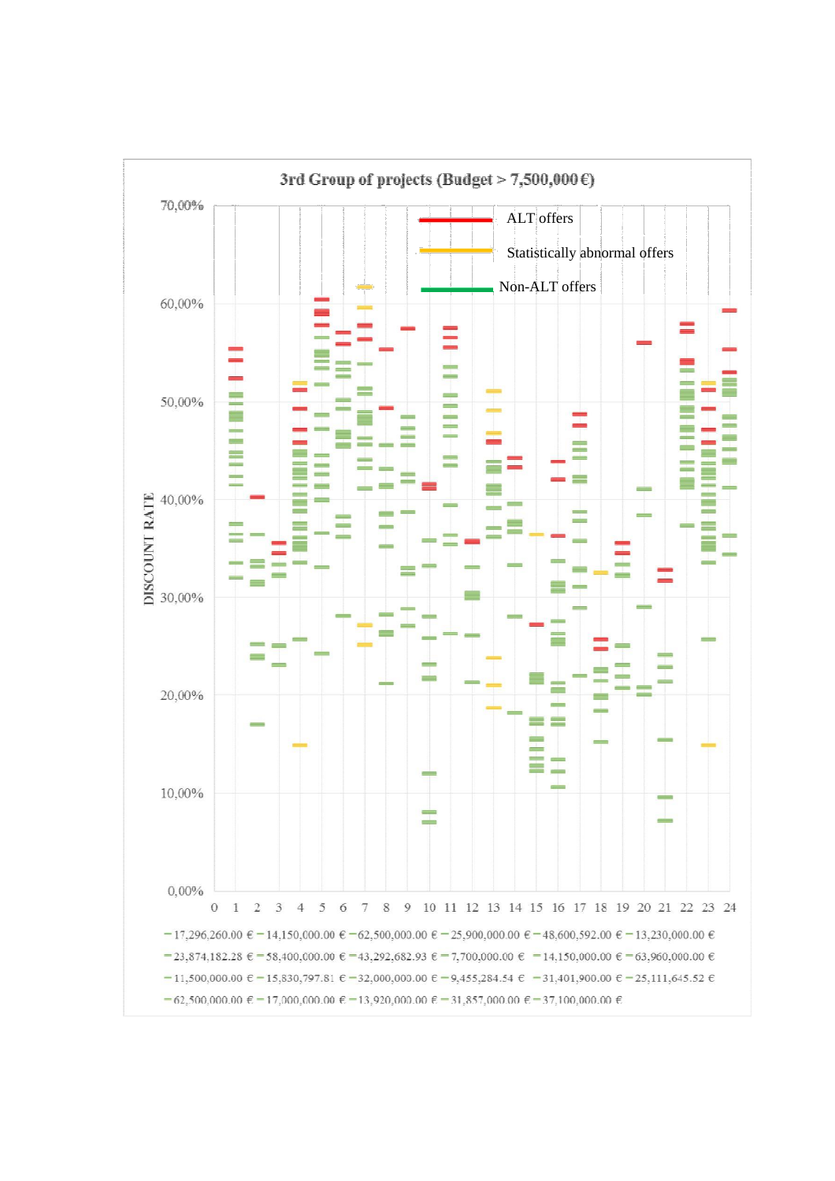3rd Group of projects (Budget > 7,500,000 €)

ALT offers

Statistically abnormal offers

Non-ALT offers

DISCOUNT RATE

70,00%
60,00%
50,00%
40,00%
30,00%
20,00%
10,00%
0,00%

0 1 2 3 4 5 6 7 8 9 10 11 12 13 14 15 16 17 18 19 20 21 22 23 24

17,296,260.00 € — 14,150,000.00 € — 62,500,000.00 € — 25,900,000.00 € — 48,600,592.00 € — 13,230,000.00 € — 23,874,182.28 € — 58,400,000.00 € — 43,292,682.93 € — 7,700,000.00 € — 14,150,000.00 € — 63,960,000.00 € — 11,500,000.00 € — 15,830,797.81 € — 32,000,000.00 € — 9,455,284.54 € — 31,401,900.00 € — 25,111,645.52 € — 62,500,000.00 € — 17,000,000.00 € — 13,920,000.00 € — 31,857,000.00 € — 37,100,000.00 €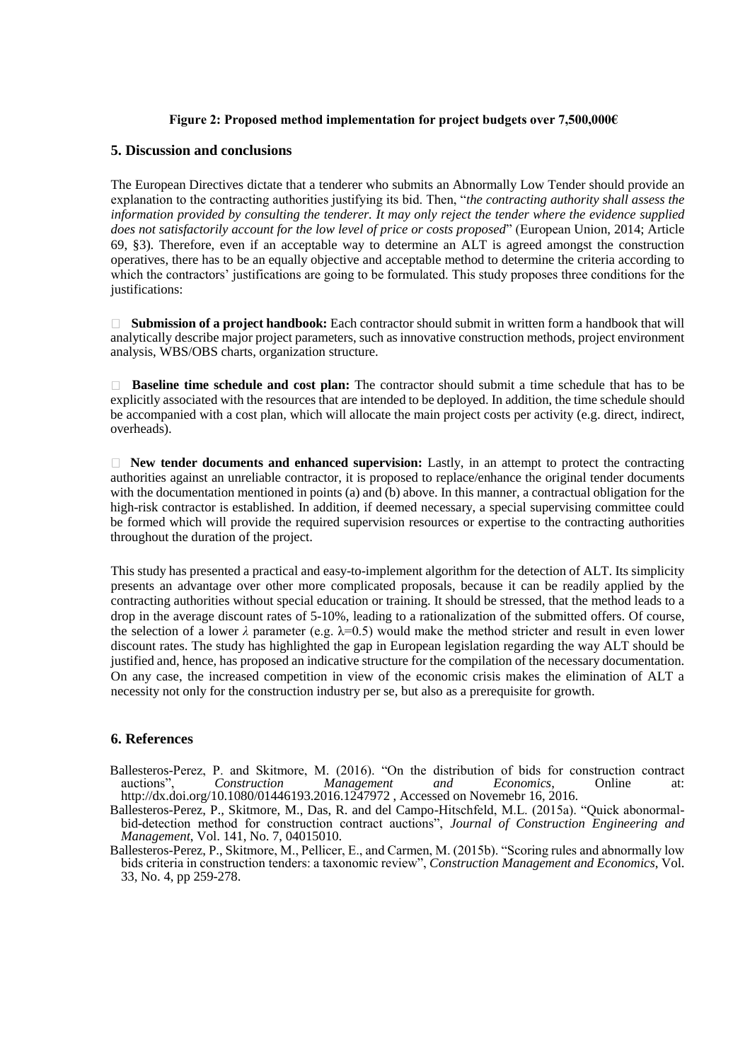**Figure 2: Proposed method implementation for project budgets over 7,500,000€**

## 5. Discussion and conclusions

The European Directives dictate that a tenderer who submits an Abnormally Low Tender should provide an explanation to the contracting authorities justifying its bid. Then, "*the contracting authority shall assess the information provided by consulting the tenderer. It may only reject the tender where the evidence supplied does not satisfactorily account for the low level of price or costs proposed*" (European Union, 2014; Article 69, §3). Therefore, even if an acceptable way to determine an ALT is agreed amongst the construction operatives, there has to be an equally objective and acceptable method to determine the criteria according to which the contractors' justifications are going to be formulated. This study proposes three conditions for the justifications:

- **Submission of a project handbook:** Each contractor should submit in written form a handbook that will analytically describe major project parameters, such as innovative construction methods, project environment analysis, WBS/OBS charts, organization structure.

- **Baseline time schedule and cost plan:** The contractor should submit a time schedule that has to be explicitly associated with the resources that are intended to be deployed. In addition, the time schedule should be accompanied with a cost plan, which will allocate the main project costs per activity (e.g. direct, indirect, overheads).

- **New tender documents and enhanced supervision:** Lastly, in an attempt to protect the contracting authorities against an unreliable contractor, it is proposed to replace/enhance the original tender documents with the documentation mentioned in points (a) and (b) above. In this manner, a contractual obligation for the high-risk contractor is established. In addition, if deemed necessary, a special supervising committee could be formed which will provide the required supervision resources or expertise to the contracting authorities throughout the duration of the project.

This study has presented a practical and easy-to-implement algorithm for the detection of ALT. Its simplicity presents an advantage over other more complicated proposals, because it can be readily applied by the contracting authorities without special education or training. It should be stressed, that the method leads to a drop in the average discount rates of 5-10%, leading to a rationalization of the submitted offers. Of course, the selection of a lower $\lambda$ parameter (e.g. $\lambda=0.5$) would make the method stricter and result in even lower discount rates. The study has highlighted the gap in European legislation regarding the way ALT should be justified and, hence, has proposed an indicative structure for the compilation of the necessary documentation. On any case, the increased competition in view of the economic crisis makes the elimination of ALT a necessity not only for the construction industry per se, but also as a prerequisite for growth.

## 6. References

Ballesteros-Perez, P. and Skitmore, M. (2016). "On the distribution of bids for construction contract auctions", *Construction Management and Economics*, Online at: http://dx.doi.org/10.1080/01446193.2016.1247972 , Accessed on Novemebr 16, 2016.

Ballesteros-Perez, P., Skitmore, M., Das, R. and del Campo-Hitschfeld, M.L. (2015a). "Quick abonormal-bid-detection method for construction contract auctions", *Journal of Construction Engineering and Management*, Vol. 141, No. 7, 04015010.

Ballesteros-Perez, P., Skitmore, M., Pellicer, E., and Carmen, M. (2015b). "Scoring rules and abnormally low bids criteria in construction tenders: a taxonomic review", *Construction Management and Economics*, Vol. 33, No. 4, pp 259-278.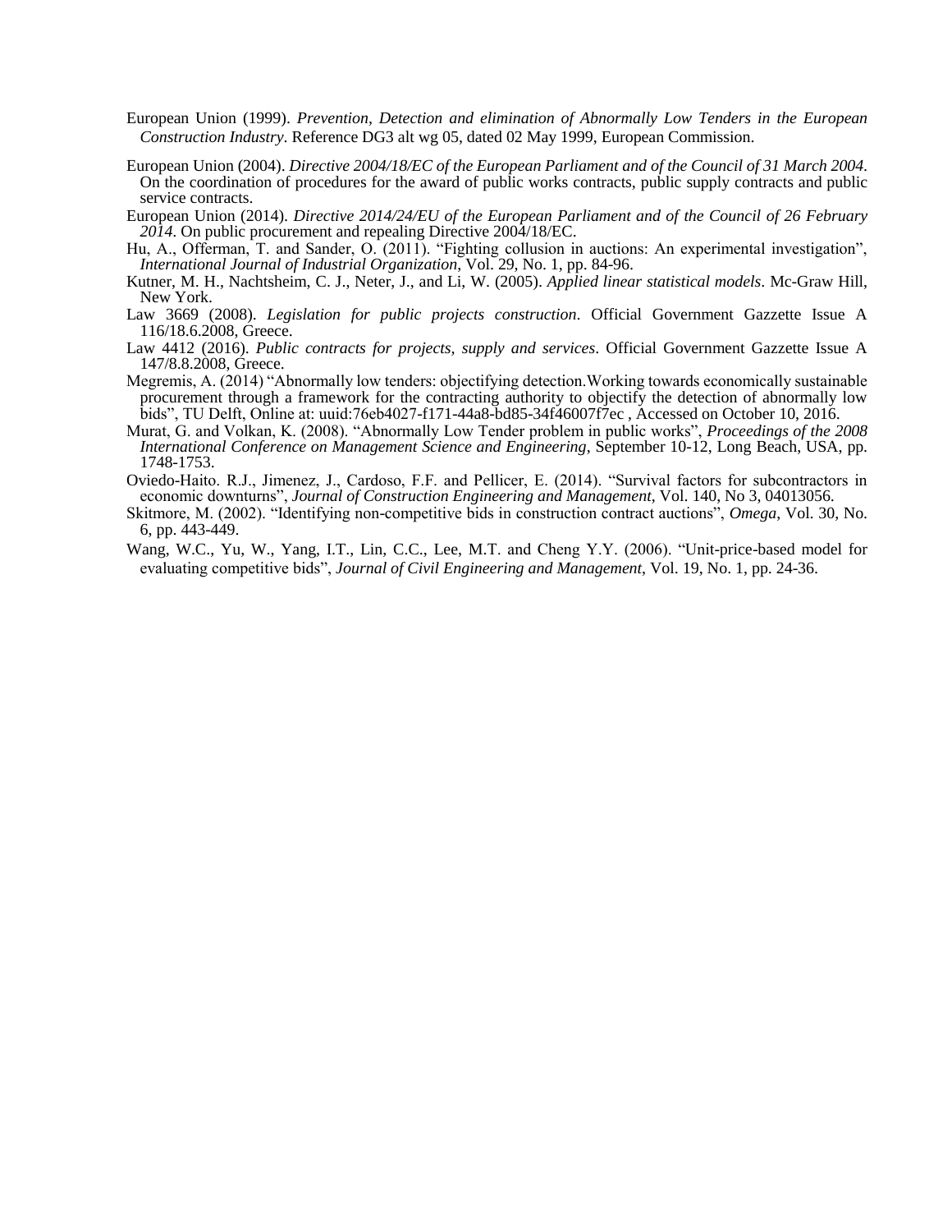European Union (1999). *Prevention, Detection and elimination of Abnormally Low Tenders in the European Construction Industry*. Reference DG3 alt wg 05, dated 02 May 1999, European Commission.

European Union (2004). *Directive 2004/18/EC of the European Parliament and of the Council of 31 March 2004*. On the coordination of procedures for the award of public works contracts, public supply contracts and public service contracts.

European Union (2014). *Directive 2014/24/EU of the European Parliament and of the Council of 26 February 2014*. On public procurement and repealing Directive 2004/18/EC.

Hu, A., Offerman, T. and Sander, O. (2011). "Fighting collusion in auctions: An experimental investigation", *International Journal of Industrial Organization*, Vol. 29, No. 1, pp. 84-96.

Kutner, M. H., Nachtsheim, C. J., Neter, J., and Li, W. (2005). *Applied linear statistical models*. Mc-Graw Hill, New York.

Law 3669 (2008). *Legislation for public projects construction*. Official Government Gazzette Issue A 116/18.6.2008, Greece.

Law 4412 (2016). *Public contracts for projects, supply and services*. Official Government Gazzette Issue A 147/8.8.2008, Greece.

Megremis, A. (2014) "Abnormally low tenders: objectifying detection.Working towards economically sustainable procurement through a framework for the contracting authority to objectify the detection of abnormally low bids", TU Delft, Online at: uuid:76eb4027-f171-44a8-bd85-34f46007f7ec , Accessed on October 10, 2016.

Murat, G. and Volkan, K. (2008). "Abnormally Low Tender problem in public works", *Proceedings of the 2008 International Conference on Management Science and Engineering*, September 10-12, Long Beach, USA, pp. 1748-1753.

Oviedo-Haito. R.J., Jimenez, J., Cardoso, F.F. and Pellicer, E. (2014). "Survival factors for subcontractors in economic downturns", *Journal of Construction Engineering and Management*, Vol. 140, No 3, 04013056.

Skitmore, M. (2002). "Identifying non-competitive bids in construction contract auctions", *Omega*, Vol. 30, No. 6, pp. 443-449.

Wang, W.C., Yu, W., Yang, I.T., Lin, C.C., Lee, M.T. and Cheng Y.Y. (2006). "Unit-price-based model for evaluating competitive bids", *Journal of Civil Engineering and Management*, Vol. 19, No. 1, pp. 24-36.